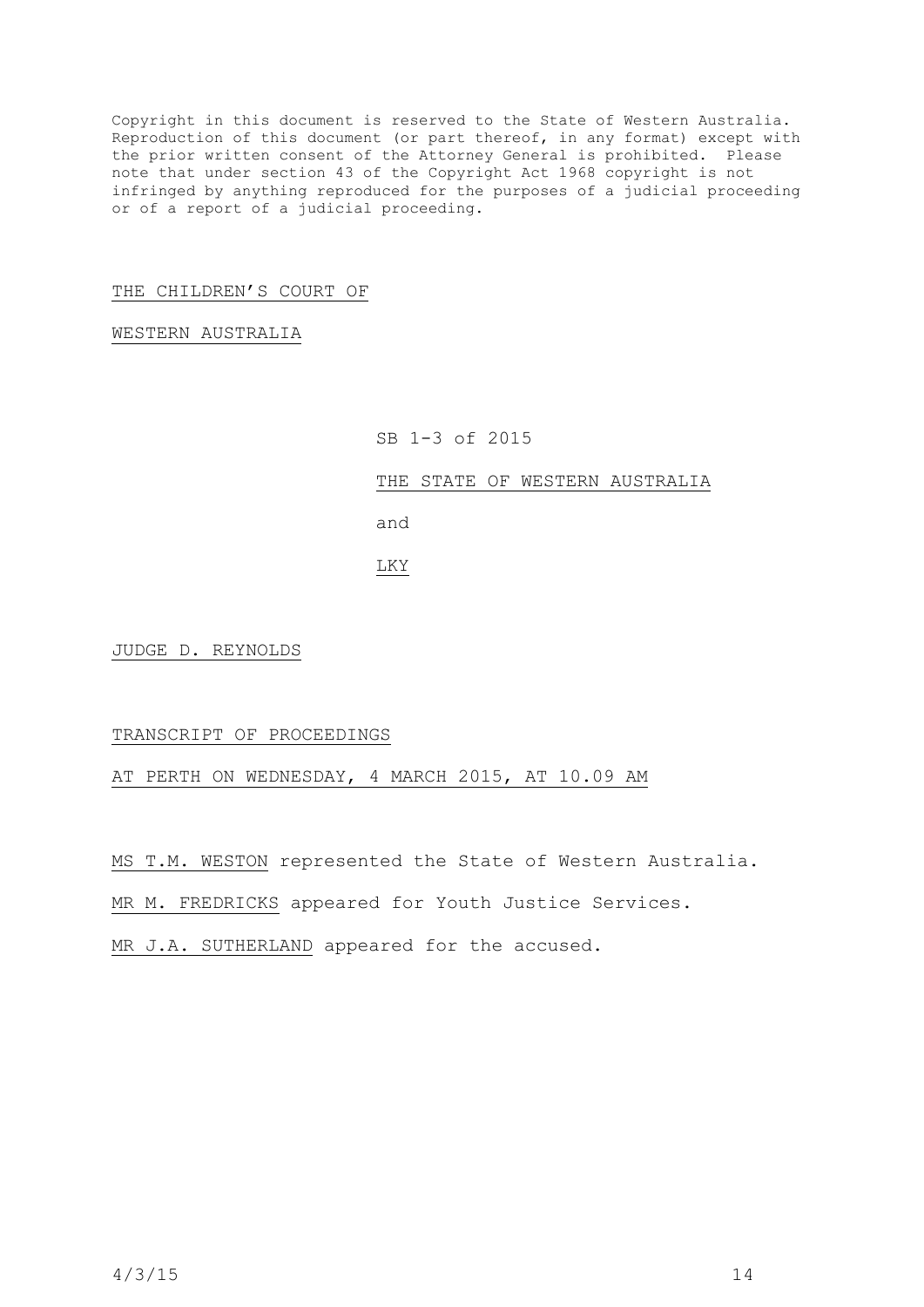Copyright in this document is reserved to the State of Western Australia. Reproduction of this document (or part thereof, in any format) except with the prior written consent of the Attorney General is prohibited. Please note that under section 43 of the Copyright Act 1968 copyright is not infringed by anything reproduced for the purposes of a judicial proceeding or of a report of a judicial proceeding.

THE CHILDREN'S COURT OF

WESTERN AUSTRALIA

SB 1-3 of 2015

THE STATE OF WESTERN AUSTRALIA

and

LKY

JUDGE D. REYNOLDS

TRANSCRIPT OF PROCEEDINGS

AT PERTH ON WEDNESDAY, 4 MARCH 2015, AT 10.09 AM

MS T.M. WESTON represented the State of Western Australia.

MR M. FREDRICKS appeared for Youth Justice Services.

MR J.A. SUTHERLAND appeared for the accused.

4/3/15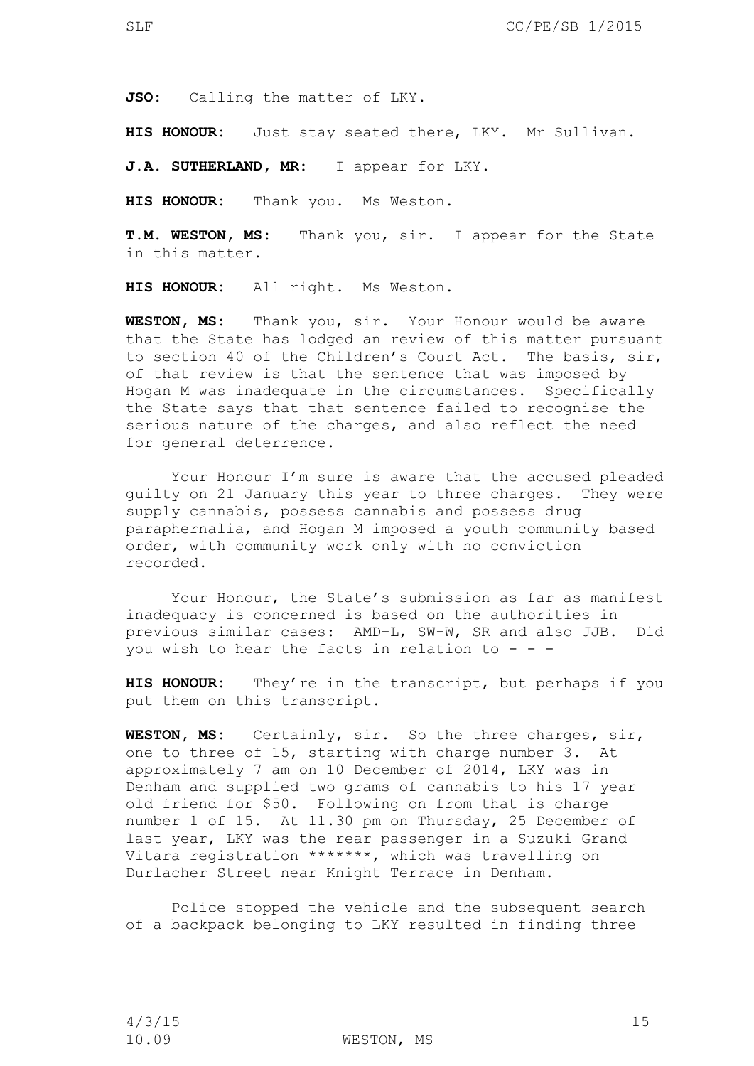**JSO:** Calling the matter of LKY.

**HIS HONOUR:** Just stay seated there, LKY. Mr Sullivan.

**J.A. SUTHERLAND, MR:** I appear for LKY.

**HIS HONOUR:** Thank you. Ms Weston.

**T.M. WESTON, MS:** Thank you, sir. I appear for the State in this matter.

**HIS HONOUR:** All right. Ms Weston.

**WESTON, MS:** Thank you, sir. Your Honour would be aware that the State has lodged an review of this matter pursuant to section 40 of the Children's Court Act. The basis, sir, of that review is that the sentence that was imposed by Hogan M was inadequate in the circumstances. Specifically the State says that that sentence failed to recognise the serious nature of the charges, and also reflect the need for general deterrence.

Your Honour I'm sure is aware that the accused pleaded guilty on 21 January this year to three charges. They were supply cannabis, possess cannabis and possess drug paraphernalia, and Hogan M imposed a youth community based order, with community work only with no conviction recorded.

Your Honour, the State's submission as far as manifest inadequacy is concerned is based on the authorities in previous similar cases: AMD-L, SW-W, SR and also JJB. Did you wish to hear the facts in relation to - - -

**HIS HONOUR:** They're in the transcript, but perhaps if you put them on this transcript.

**WESTON, MS:** Certainly, sir. So the three charges, sir, one to three of 15, starting with charge number 3. At approximately 7 am on 10 December of 2014, LKY was in Denham and supplied two grams of cannabis to his 17 year old friend for $50. Following on from that is charge number 1 of 15. At 11.30 pm on Thursday, 25 December of last year, LKY was the rear passenger in a Suzuki Grand Vitara registration *******, which was travelling on Durlacher Street near Knight Terrace in Denham.

Police stopped the vehicle and the subsequent search of a backpack belonging to LKY resulted in finding three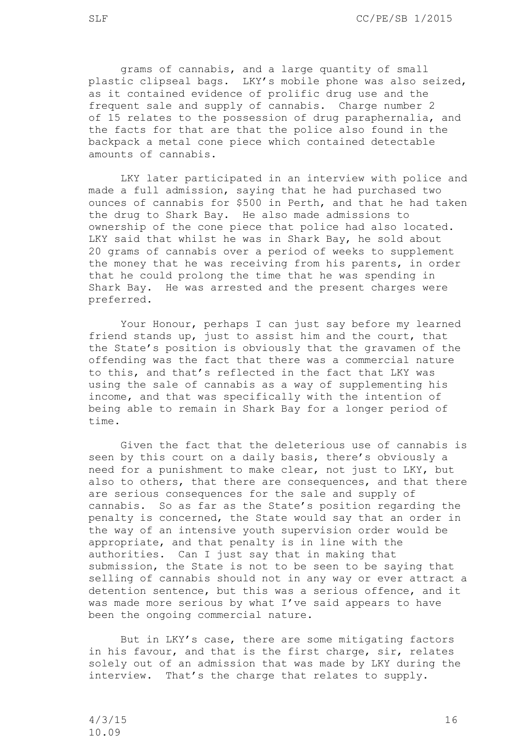grams of cannabis, and a large quantity of small plastic clipseal bags. LKY's mobile phone was also seized, as it contained evidence of prolific drug use and the frequent sale and supply of cannabis. Charge number 2 of 15 relates to the possession of drug paraphernalia, and the facts for that are that the police also found in the backpack a metal cone piece which contained detectable amounts of cannabis.

LKY later participated in an interview with police and made a full admission, saying that he had purchased two ounces of cannabis for $500 in Perth, and that he had taken the drug to Shark Bay. He also made admissions to ownership of the cone piece that police had also located. LKY said that whilst he was in Shark Bay, he sold about 20 grams of cannabis over a period of weeks to supplement the money that he was receiving from his parents, in order that he could prolong the time that he was spending in Shark Bay. He was arrested and the present charges were preferred.

Your Honour, perhaps I can just say before my learned friend stands up, just to assist him and the court, that the State's position is obviously that the gravamen of the offending was the fact that there was a commercial nature to this, and that's reflected in the fact that LKY was using the sale of cannabis as a way of supplementing his income, and that was specifically with the intention of being able to remain in Shark Bay for a longer period of time.

Given the fact that the deleterious use of cannabis is seen by this court on a daily basis, there's obviously a need for a punishment to make clear, not just to LKY, but also to others, that there are consequences, and that there are serious consequences for the sale and supply of cannabis. So as far as the State's position regarding the penalty is concerned, the State would say that an order in the way of an intensive youth supervision order would be appropriate, and that penalty is in line with the authorities. Can I just say that in making that submission, the State is not to be seen to be saying that selling of cannabis should not in any way or ever attract a detention sentence, but this was a serious offence, and it was made more serious by what I've said appears to have been the ongoing commercial nature.

But in LKY's case, there are some mitigating factors in his favour, and that is the first charge, sir, relates solely out of an admission that was made by LKY during the interview. That's the charge that relates to supply.

4/3/15
10.09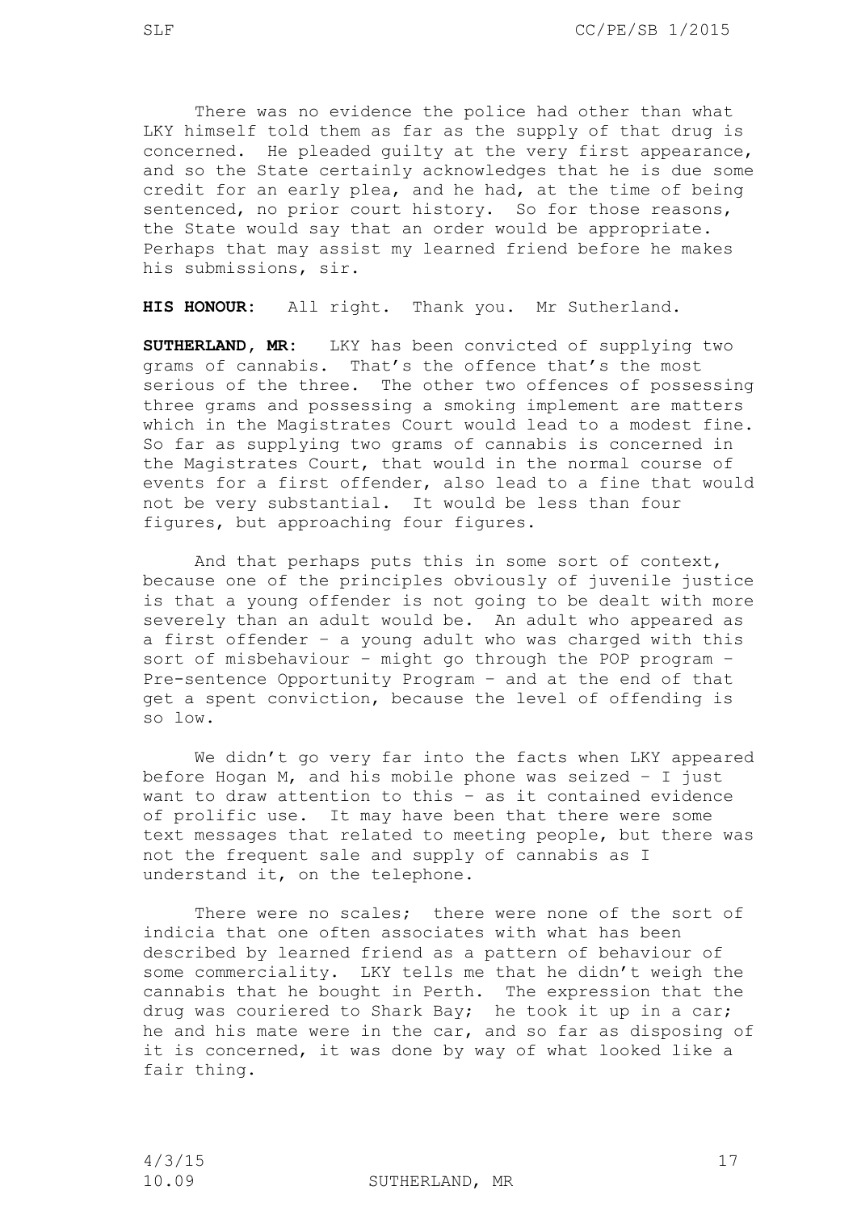There was no evidence the police had other than what LKY himself told them as far as the supply of that drug is concerned. He pleaded guilty at the very first appearance, and so the State certainly acknowledges that he is due some credit for an early plea, and he had, at the time of being sentenced, no prior court history. So for those reasons, the State would say that an order would be appropriate. Perhaps that may assist my learned friend before he makes his submissions, sir.

**HIS HONOUR:** All right. Thank you. Mr Sutherland.

**SUTHERLAND, MR:** LKY has been convicted of supplying two grams of cannabis. That's the offence that's the most serious of the three. The other two offences of possessing three grams and possessing a smoking implement are matters which in the Magistrates Court would lead to a modest fine. So far as supplying two grams of cannabis is concerned in the Magistrates Court, that would in the normal course of events for a first offender, also lead to a fine that would not be very substantial. It would be less than four figures, but approaching four figures.

And that perhaps puts this in some sort of context, because one of the principles obviously of juvenile justice is that a young offender is not going to be dealt with more severely than an adult would be. An adult who appeared as a first offender – a young adult who was charged with this sort of misbehaviour – might go through the POP program – Pre-sentence Opportunity Program – and at the end of that get a spent conviction, because the level of offending is so low.

We didn't go very far into the facts when LKY appeared before Hogan M, and his mobile phone was seized – I just want to draw attention to this – as it contained evidence of prolific use. It may have been that there were some text messages that related to meeting people, but there was not the frequent sale and supply of cannabis as I understand it, on the telephone.

There were no scales; there were none of the sort of indicia that one often associates with what has been described by learned friend as a pattern of behaviour of some commerciality. LKY tells me that he didn't weigh the cannabis that he bought in Perth. The expression that the drug was couriered to Shark Bay; he took it up in a car; he and his mate were in the car, and so far as disposing of it is concerned, it was done by way of what looked like a fair thing.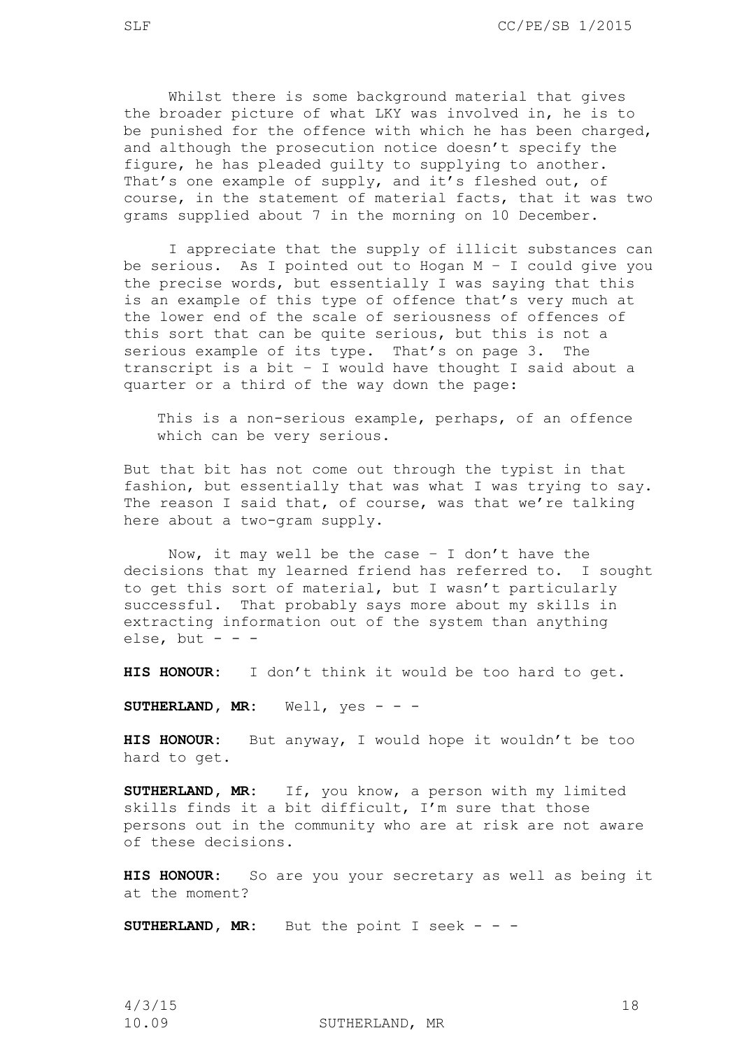Whilst there is some background material that gives the broader picture of what LKY was involved in, he is to be punished for the offence with which he has been charged, and although the prosecution notice doesn't specify the figure, he has pleaded guilty to supplying to another. That's one example of supply, and it's fleshed out, of course, in the statement of material facts, that it was two grams supplied about 7 in the morning on 10 December.

I appreciate that the supply of illicit substances can be serious. As I pointed out to Hogan M – I could give you the precise words, but essentially I was saying that this is an example of this type of offence that's very much at the lower end of the scale of seriousness of offences of this sort that can be quite serious, but this is not a serious example of its type. That's on page 3. The transcript is a bit – I would have thought I said about a quarter or a third of the way down the page:

> This is a non-serious example, perhaps, of an offence which can be very serious.

But that bit has not come out through the typist in that fashion, but essentially that was what I was trying to say. The reason I said that, of course, was that we're talking here about a two-gram supply.

Now, it may well be the case – I don't have the decisions that my learned friend has referred to. I sought to get this sort of material, but I wasn't particularly successful. That probably says more about my skills in extracting information out of the system than anything else, but - - -

**HIS HONOUR:** I don't think it would be too hard to get.

**SUTHERLAND, MR:** Well, yes - - -

**HIS HONOUR:** But anyway, I would hope it wouldn't be too hard to get.

**SUTHERLAND, MR:** If, you know, a person with my limited skills finds it a bit difficult, I'm sure that those persons out in the community who are at risk are not aware of these decisions.

**HIS HONOUR:** So are you your secretary as well as being it at the moment?

**SUTHERLAND, MR:** But the point I seek - - -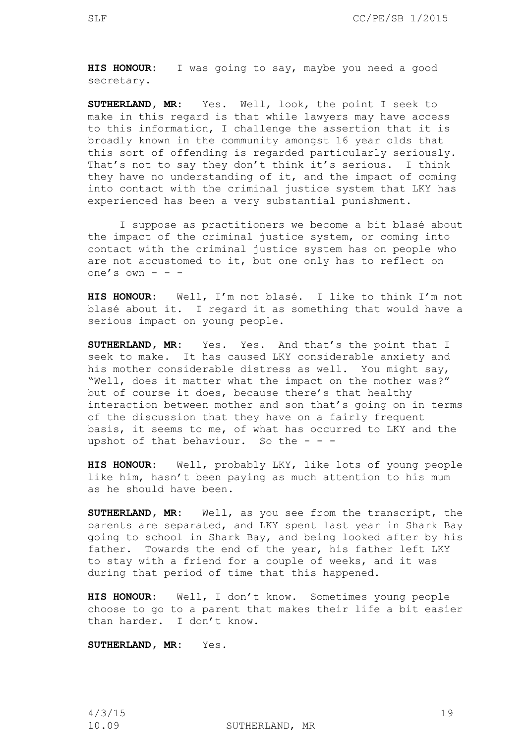**HIS HONOUR:** I was going to say, maybe you need a good secretary.

**SUTHERLAND, MR:** Yes. Well, look, the point I seek to make in this regard is that while lawyers may have access to this information, I challenge the assertion that it is broadly known in the community amongst 16 year olds that this sort of offending is regarded particularly seriously. That's not to say they don't think it's serious. I think they have no understanding of it, and the impact of coming into contact with the criminal justice system that LKY has experienced has been a very substantial punishment.

I suppose as practitioners we become a bit blasé about the impact of the criminal justice system, or coming into contact with the criminal justice system has on people who are not accustomed to it, but one only has to reflect on one's own - - -

**HIS HONOUR:** Well, I'm not blasé. I like to think I'm not blasé about it. I regard it as something that would have a serious impact on young people.

**SUTHERLAND, MR:** Yes. Yes. And that's the point that I seek to make. It has caused LKY considerable anxiety and his mother considerable distress as well. You might say, "Well, does it matter what the impact on the mother was?" but of course it does, because there's that healthy interaction between mother and son that's going on in terms of the discussion that they have on a fairly frequent basis, it seems to me, of what has occurred to LKY and the upshot of that behaviour. So the - - -

**HIS HONOUR:** Well, probably LKY, like lots of young people like him, hasn't been paying as much attention to his mum as he should have been.

**SUTHERLAND, MR:** Well, as you see from the transcript, the parents are separated, and LKY spent last year in Shark Bay going to school in Shark Bay, and being looked after by his father. Towards the end of the year, his father left LKY to stay with a friend for a couple of weeks, and it was during that period of time that this happened.

**HIS HONOUR:** Well, I don't know. Sometimes young people choose to go to a parent that makes their life a bit easier than harder. I don't know.

**SUTHERLAND, MR:** Yes.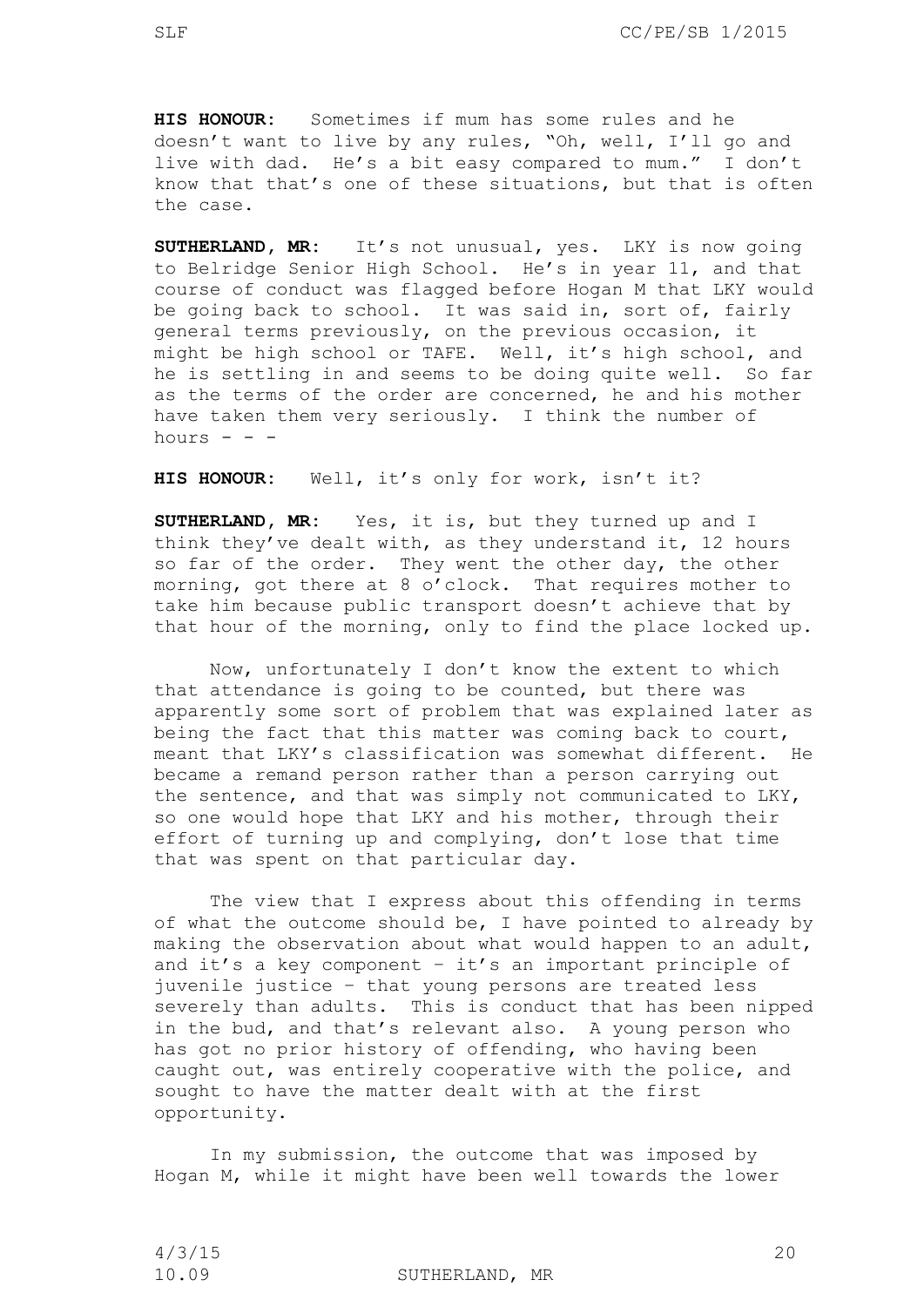**HIS HONOUR:** Sometimes if mum has some rules and he doesn't want to live by any rules, "Oh, well, I'll go and live with dad. He's a bit easy compared to mum." I don't know that that's one of these situations, but that is often the case.

**SUTHERLAND, MR:** It's not unusual, yes. LKY is now going to Belridge Senior High School. He's in year 11, and that course of conduct was flagged before Hogan M that LKY would be going back to school. It was said in, sort of, fairly general terms previously, on the previous occasion, it might be high school or TAFE. Well, it's high school, and he is settling in and seems to be doing quite well. So far as the terms of the order are concerned, he and his mother have taken them very seriously. I think the number of hours - - -

**HIS HONOUR:** Well, it's only for work, isn't it?

**SUTHERLAND, MR:** Yes, it is, but they turned up and I think they've dealt with, as they understand it, 12 hours so far of the order. They went the other day, the other morning, got there at 8 o'clock. That requires mother to take him because public transport doesn't achieve that by that hour of the morning, only to find the place locked up.

Now, unfortunately I don't know the extent to which that attendance is going to be counted, but there was apparently some sort of problem that was explained later as being the fact that this matter was coming back to court, meant that LKY's classification was somewhat different. He became a remand person rather than a person carrying out the sentence, and that was simply not communicated to LKY, so one would hope that LKY and his mother, through their effort of turning up and complying, don't lose that time that was spent on that particular day.

The view that I express about this offending in terms of what the outcome should be, I have pointed to already by making the observation about what would happen to an adult, and it's a key component – it's an important principle of juvenile justice – that young persons are treated less severely than adults. This is conduct that has been nipped in the bud, and that's relevant also. A young person who has got no prior history of offending, who having been caught out, was entirely cooperative with the police, and sought to have the matter dealt with at the first opportunity.

In my submission, the outcome that was imposed by Hogan M, while it might have been well towards the lower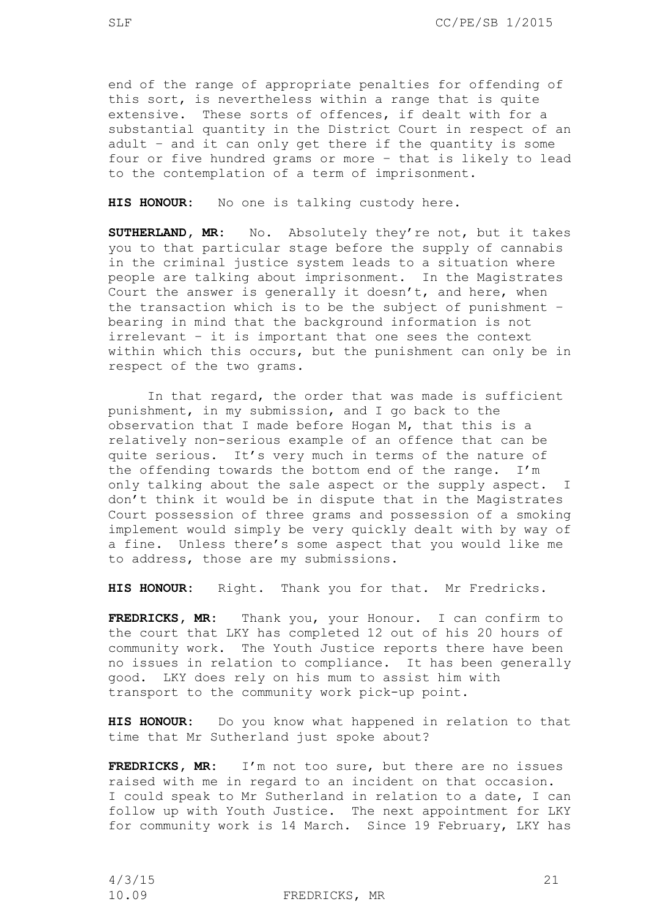end of the range of appropriate penalties for offending of this sort, is nevertheless within a range that is quite extensive. These sorts of offences, if dealt with for a substantial quantity in the District Court in respect of an adult – and it can only get there if the quantity is some four or five hundred grams or more – that is likely to lead to the contemplation of a term of imprisonment.

**HIS HONOUR:** No one is talking custody here.

**SUTHERLAND, MR:** No. Absolutely they're not, but it takes you to that particular stage before the supply of cannabis in the criminal justice system leads to a situation where people are talking about imprisonment. In the Magistrates Court the answer is generally it doesn't, and here, when the transaction which is to be the subject of punishment – bearing in mind that the background information is not irrelevant – it is important that one sees the context within which this occurs, but the punishment can only be in respect of the two grams.

In that regard, the order that was made is sufficient punishment, in my submission, and I go back to the observation that I made before Hogan M, that this is a relatively non-serious example of an offence that can be quite serious. It's very much in terms of the nature of the offending towards the bottom end of the range. I'm only talking about the sale aspect or the supply aspect. I don't think it would be in dispute that in the Magistrates Court possession of three grams and possession of a smoking implement would simply be very quickly dealt with by way of a fine. Unless there's some aspect that you would like me to address, those are my submissions.

**HIS HONOUR:** Right. Thank you for that. Mr Fredricks.

**FREDRICKS, MR:** Thank you, your Honour. I can confirm to the court that LKY has completed 12 out of his 20 hours of community work. The Youth Justice reports there have been no issues in relation to compliance. It has been generally good. LKY does rely on his mum to assist him with transport to the community work pick-up point.

**HIS HONOUR:** Do you know what happened in relation to that time that Mr Sutherland just spoke about?

**FREDRICKS, MR:** I'm not too sure, but there are no issues raised with me in regard to an incident on that occasion. I could speak to Mr Sutherland in relation to a date, I can follow up with Youth Justice. The next appointment for LKY for community work is 14 March. Since 19 February, LKY has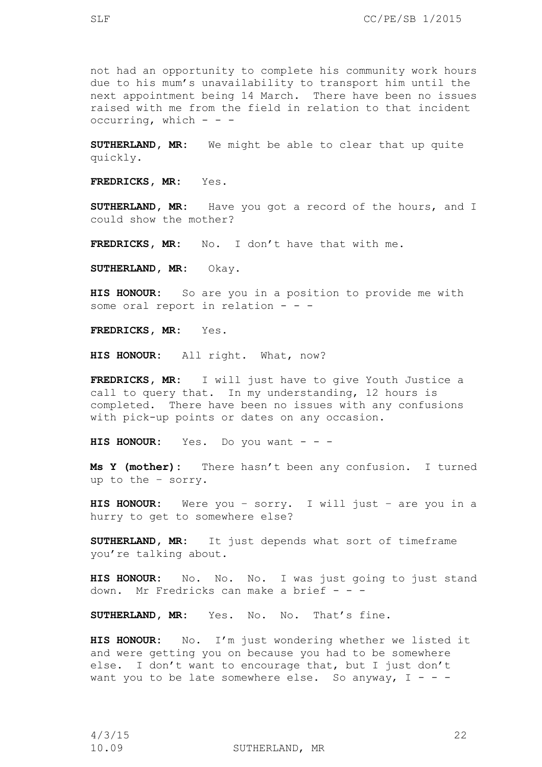not had an opportunity to complete his community work hours due to his mum's unavailability to transport him until the next appointment being 14 March. There have been no issues raised with me from the field in relation to that incident occurring, which - - -

**SUTHERLAND, MR:** We might be able to clear that up quite quickly.

**FREDRICKS, MR:** Yes.

**SUTHERLAND, MR:** Have you got a record of the hours, and I could show the mother?

**FREDRICKS, MR:** No. I don't have that with me.

**SUTHERLAND, MR:** Okay.

**HIS HONOUR:** So are you in a position to provide me with some oral report in relation - - -

**FREDRICKS, MR:** Yes.

**HIS HONOUR:** All right. What, now?

**FREDRICKS, MR:** I will just have to give Youth Justice a call to query that. In my understanding, 12 hours is completed. There have been no issues with any confusions with pick-up points or dates on any occasion.

**HIS HONOUR:** Yes. Do you want - - -

**Ms Y (mother):** There hasn't been any confusion. I turned up to the – sorry.

**HIS HONOUR:** Were you – sorry. I will just – are you in a hurry to get to somewhere else?

**SUTHERLAND, MR:** It just depends what sort of timeframe you're talking about.

**HIS HONOUR:** No. No. No. I was just going to just stand down. Mr Fredricks can make a brief - - -

**SUTHERLAND, MR:** Yes. No. No. That's fine.

**HIS HONOUR:** No. I'm just wondering whether we listed it and were getting you on because you had to be somewhere else. I don't want to encourage that, but I just don't want you to be late somewhere else. So anyway, I - - -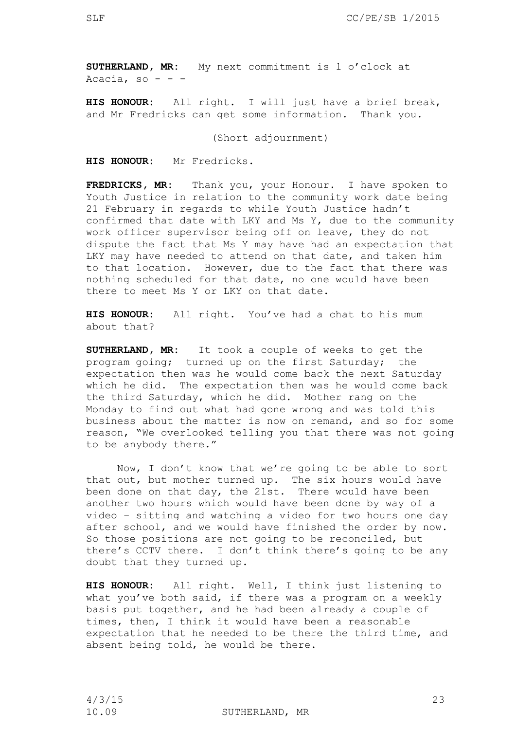**SUTHERLAND, MR:** My next commitment is 1 o'clock at Acacia, so - - -

**HIS HONOUR:** All right. I will just have a brief break, and Mr Fredricks can get some information. Thank you.

(Short adjournment)

**HIS HONOUR:** Mr Fredricks.

**FREDRICKS, MR:** Thank you, your Honour. I have spoken to Youth Justice in relation to the community work date being 21 February in regards to while Youth Justice hadn't confirmed that date with LKY and Ms Y, due to the community work officer supervisor being off on leave, they do not dispute the fact that Ms Y may have had an expectation that LKY may have needed to attend on that date, and taken him to that location. However, due to the fact that there was nothing scheduled for that date, no one would have been there to meet Ms Y or LKY on that date.

**HIS HONOUR:** All right. You've had a chat to his mum about that?

**SUTHERLAND, MR:** It took a couple of weeks to get the program going; turned up on the first Saturday; the expectation then was he would come back the next Saturday which he did. The expectation then was he would come back the third Saturday, which he did. Mother rang on the Monday to find out what had gone wrong and was told this business about the matter is now on remand, and so for some reason, "We overlooked telling you that there was not going to be anybody there."

Now, I don't know that we're going to be able to sort that out, but mother turned up. The six hours would have been done on that day, the 21st. There would have been another two hours which would have been done by way of a video – sitting and watching a video for two hours one day after school, and we would have finished the order by now. So those positions are not going to be reconciled, but there's CCTV there. I don't think there's going to be any doubt that they turned up.

**HIS HONOUR:** All right. Well, I think just listening to what you've both said, if there was a program on a weekly basis put together, and he had been already a couple of times, then, I think it would have been a reasonable expectation that he needed to be there the third time, and absent being told, he would be there.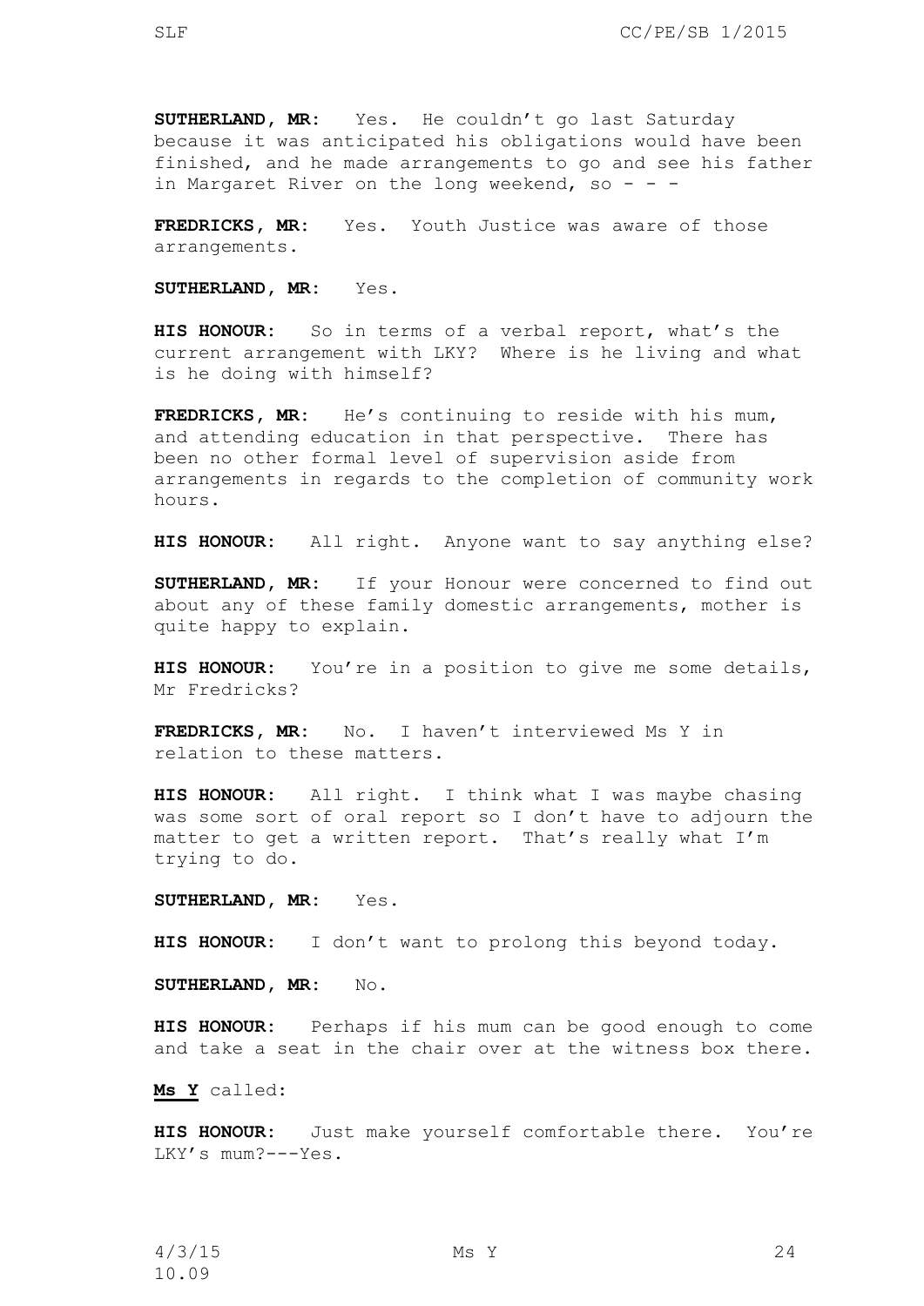**SUTHERLAND, MR:** Yes. He couldn't go last Saturday because it was anticipated his obligations would have been finished, and he made arrangements to go and see his father in Margaret River on the long weekend, so - - -

**FREDRICKS, MR:** Yes. Youth Justice was aware of those arrangements.

**SUTHERLAND, MR:** Yes.

**HIS HONOUR:** So in terms of a verbal report, what's the current arrangement with LKY? Where is he living and what is he doing with himself?

**FREDRICKS, MR:** He's continuing to reside with his mum, and attending education in that perspective. There has been no other formal level of supervision aside from arrangements in regards to the completion of community work hours.

**HIS HONOUR:** All right. Anyone want to say anything else?

**SUTHERLAND, MR:** If your Honour were concerned to find out about any of these family domestic arrangements, mother is quite happy to explain.

**HIS HONOUR:** You're in a position to give me some details, Mr Fredricks?

**FREDRICKS, MR:** No. I haven't interviewed Ms Y in relation to these matters.

**HIS HONOUR:** All right. I think what I was maybe chasing was some sort of oral report so I don't have to adjourn the matter to get a written report. That's really what I'm trying to do.

**SUTHERLAND, MR:** Yes.

**HIS HONOUR:** I don't want to prolong this beyond today.

**SUTHERLAND, MR:** No.

**HIS HONOUR:** Perhaps if his mum can be good enough to come and take a seat in the chair over at the witness box there.

**Ms Y** called:

**HIS HONOUR:** Just make yourself comfortable there. You're LKY's mum?---Yes.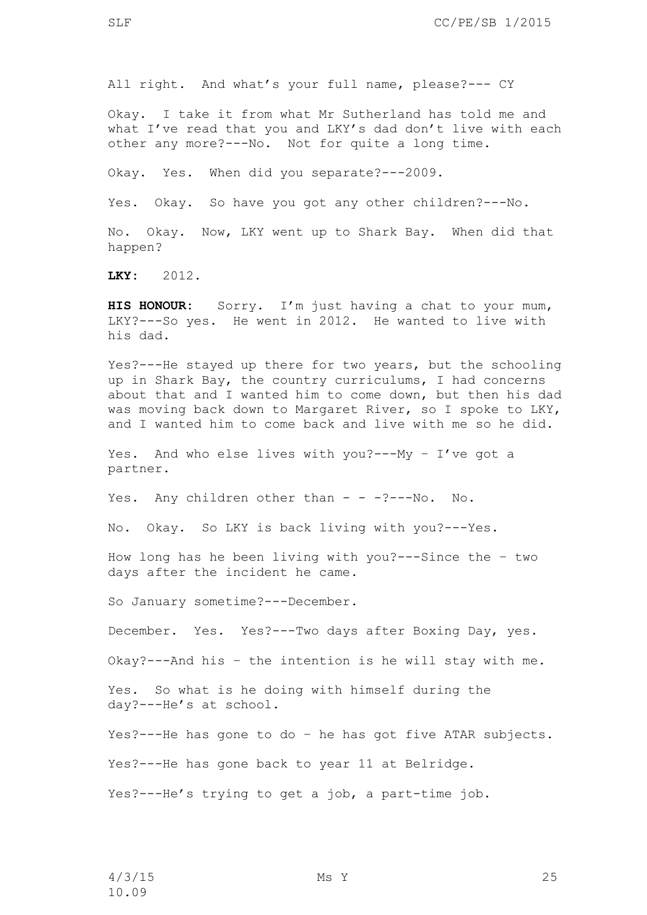All right. And what's your full name, please?--- CY

Okay. I take it from what Mr Sutherland has told me and what I've read that you and LKY's dad don't live with each other any more?---No. Not for quite a long time.

Okay. Yes. When did you separate?---2009.

Yes. Okay. So have you got any other children?---No.

No. Okay. Now, LKY went up to Shark Bay. When did that happen?

**LKY:** 2012.

**HIS HONOUR:** Sorry. I'm just having a chat to your mum, LKY?---So yes. He went in 2012. He wanted to live with his dad.

Yes?---He stayed up there for two years, but the schooling up in Shark Bay, the country curriculums, I had concerns about that and I wanted him to come down, but then his dad was moving back down to Margaret River, so I spoke to LKY, and I wanted him to come back and live with me so he did.

Yes. And who else lives with you?---My – I've got a partner.

Yes. Any children other than - - -?---No. No.

No. Okay. So LKY is back living with you?---Yes.

How long has he been living with you?---Since the – two days after the incident he came.

So January sometime?---December.

December. Yes. Yes?---Two days after Boxing Day, yes.

Okay?---And his – the intention is he will stay with me.

Yes. So what is he doing with himself during the day?---He's at school.

Yes?---He has gone to do – he has got five ATAR subjects.

Yes?---He has gone back to year 11 at Belridge.

Yes?---He's trying to get a job, a part-time job.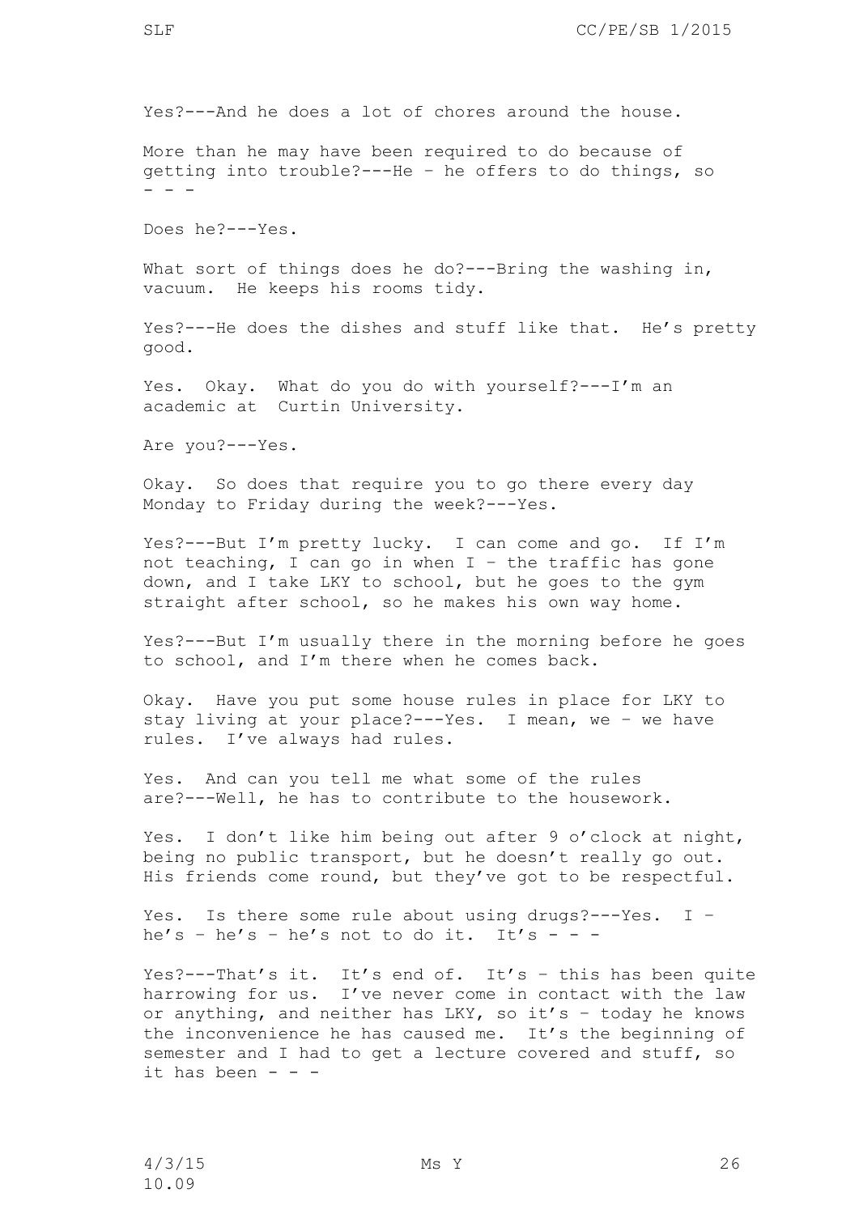Yes?---And he does a lot of chores around the house.

More than he may have been required to do because of getting into trouble?---He – he offers to do things, so - - -

Does he?---Yes.

What sort of things does he do?---Bring the washing in, vacuum. He keeps his rooms tidy.

Yes?---He does the dishes and stuff like that. He's pretty good.

Yes. Okay. What do you do with yourself?---I'm an academic at Curtin University.

Are you?---Yes.

Okay. So does that require you to go there every day Monday to Friday during the week?---Yes.

Yes?---But I'm pretty lucky. I can come and go. If I'm not teaching, I can go in when I – the traffic has gone down, and I take LKY to school, but he goes to the gym straight after school, so he makes his own way home.

Yes?---But I'm usually there in the morning before he goes to school, and I'm there when he comes back.

Okay. Have you put some house rules in place for LKY to stay living at your place?---Yes. I mean, we – we have rules. I've always had rules.

Yes. And can you tell me what some of the rules are?---Well, he has to contribute to the housework.

Yes. I don't like him being out after 9 o'clock at night, being no public transport, but he doesn't really go out. His friends come round, but they've got to be respectful.

Yes. Is there some rule about using drugs?---Yes. I – he's – he's – he's not to do it. It's - - -

Yes?---That's it. It's end of. It's – this has been quite harrowing for us. I've never come in contact with the law or anything, and neither has LKY, so it's – today he knows the inconvenience he has caused me. It's the beginning of semester and I had to get a lecture covered and stuff, so it has been - - -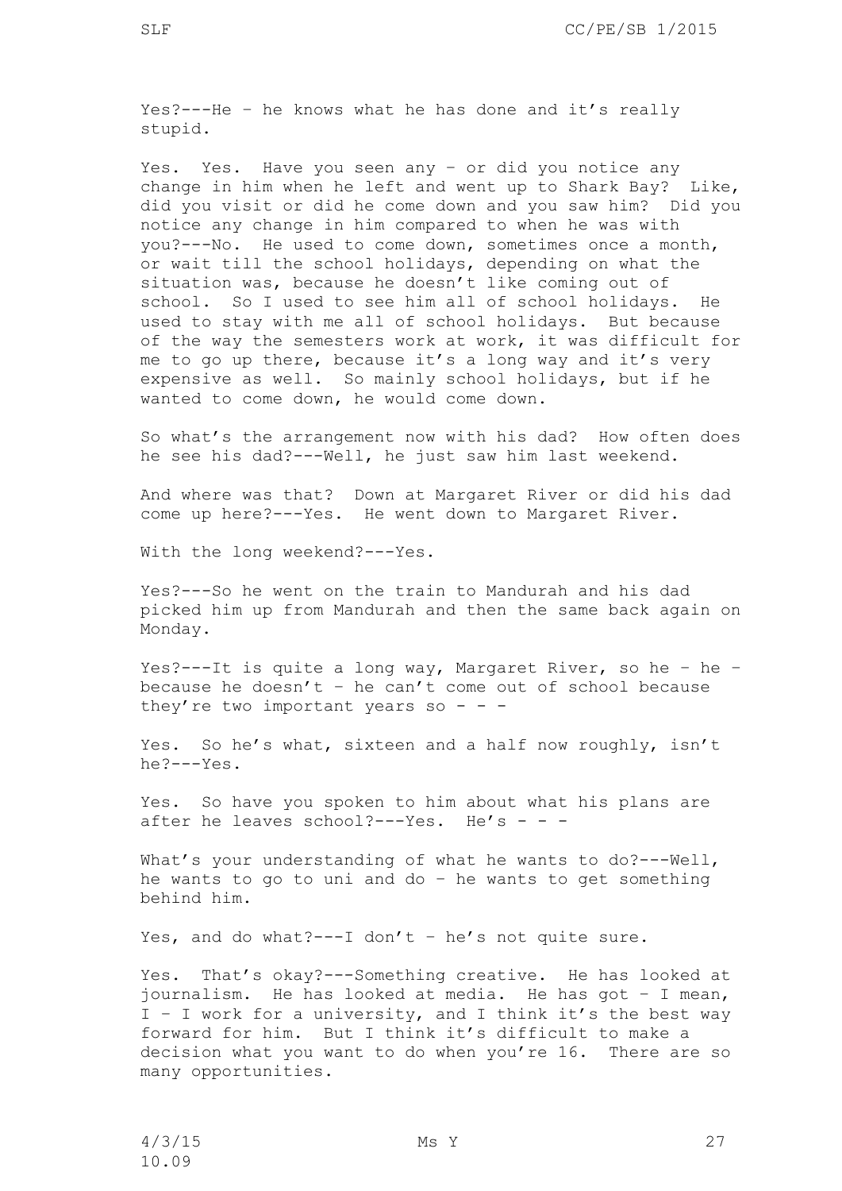Yes?---He – he knows what he has done and it's really stupid.

Yes. Yes. Have you seen any – or did you notice any change in him when he left and went up to Shark Bay? Like, did you visit or did he come down and you saw him? Did you notice any change in him compared to when he was with you?---No. He used to come down, sometimes once a month, or wait till the school holidays, depending on what the situation was, because he doesn't like coming out of school. So I used to see him all of school holidays. He used to stay with me all of school holidays. But because of the way the semesters work at work, it was difficult for me to go up there, because it's a long way and it's very expensive as well. So mainly school holidays, but if he wanted to come down, he would come down.

So what's the arrangement now with his dad? How often does he see his dad?---Well, he just saw him last weekend.

And where was that? Down at Margaret River or did his dad come up here?---Yes. He went down to Margaret River.

With the long weekend?---Yes.

Yes?---So he went on the train to Mandurah and his dad picked him up from Mandurah and then the same back again on Monday.

Yes?---It is quite a long way, Margaret River, so he – he – because he doesn't – he can't come out of school because they're two important years so - - -

Yes. So he's what, sixteen and a half now roughly, isn't he?---Yes.

Yes. So have you spoken to him about what his plans are after he leaves school?---Yes. He's - - -

What's your understanding of what he wants to do?---Well, he wants to go to uni and do – he wants to get something behind him.

Yes, and do what?---I don't – he's not quite sure.

Yes. That's okay?---Something creative. He has looked at journalism. He has looked at media. He has got – I mean, I – I work for a university, and I think it's the best way forward for him. But I think it's difficult to make a decision what you want to do when you're 16. There are so many opportunities.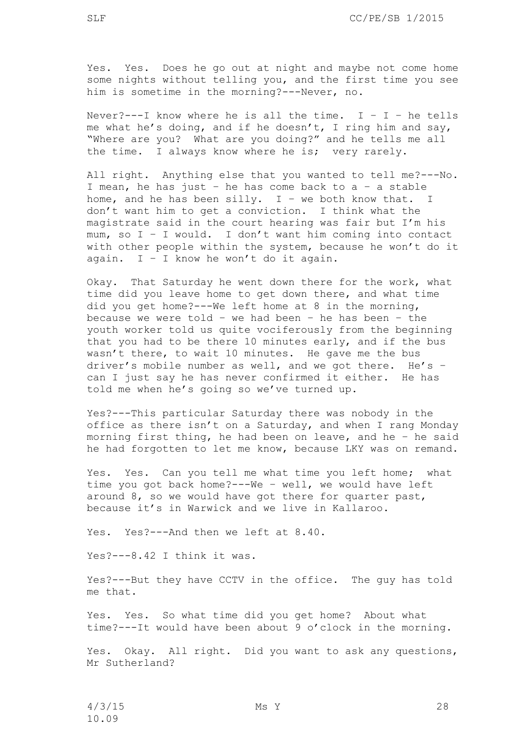Yes. Yes. Does he go out at night and maybe not come home some nights without telling you, and the first time you see him is sometime in the morning?---Never, no.

Never?---I know where he is all the time. I – I – he tells me what he's doing, and if he doesn't, I ring him and say, "Where are you? What are you doing?" and he tells me all the time. I always know where he is; very rarely.

All right. Anything else that you wanted to tell me?---No. I mean, he has just – he has come back to a – a stable home, and he has been silly. I – we both know that. I don't want him to get a conviction. I think what the magistrate said in the court hearing was fair but I'm his mum, so I – I would. I don't want him coming into contact with other people within the system, because he won't do it again. I – I know he won't do it again.

Okay. That Saturday he went down there for the work, what time did you leave home to get down there, and what time did you get home?---We left home at 8 in the morning, because we were told – we had been – he has been – the youth worker told us quite vociferously from the beginning that you had to be there 10 minutes early, and if the bus wasn't there, to wait 10 minutes. He gave me the bus driver's mobile number as well, and we got there. He's – can I just say he has never confirmed it either. He has told me when he's going so we've turned up.

Yes?---This particular Saturday there was nobody in the office as there isn't on a Saturday, and when I rang Monday morning first thing, he had been on leave, and he – he said he had forgotten to let me know, because LKY was on remand.

Yes. Yes. Can you tell me what time you left home; what time you got back home?---We – well, we would have left around 8, so we would have got there for quarter past, because it's in Warwick and we live in Kallaroo.

Yes. Yes?---And then we left at 8.40.

Yes?---8.42 I think it was.

Yes?---But they have CCTV in the office. The guy has told me that.

Yes. Yes. So what time did you get home? About what time?---It would have been about 9 o'clock in the morning.

Yes. Okay. All right. Did you want to ask any questions, Mr Sutherland?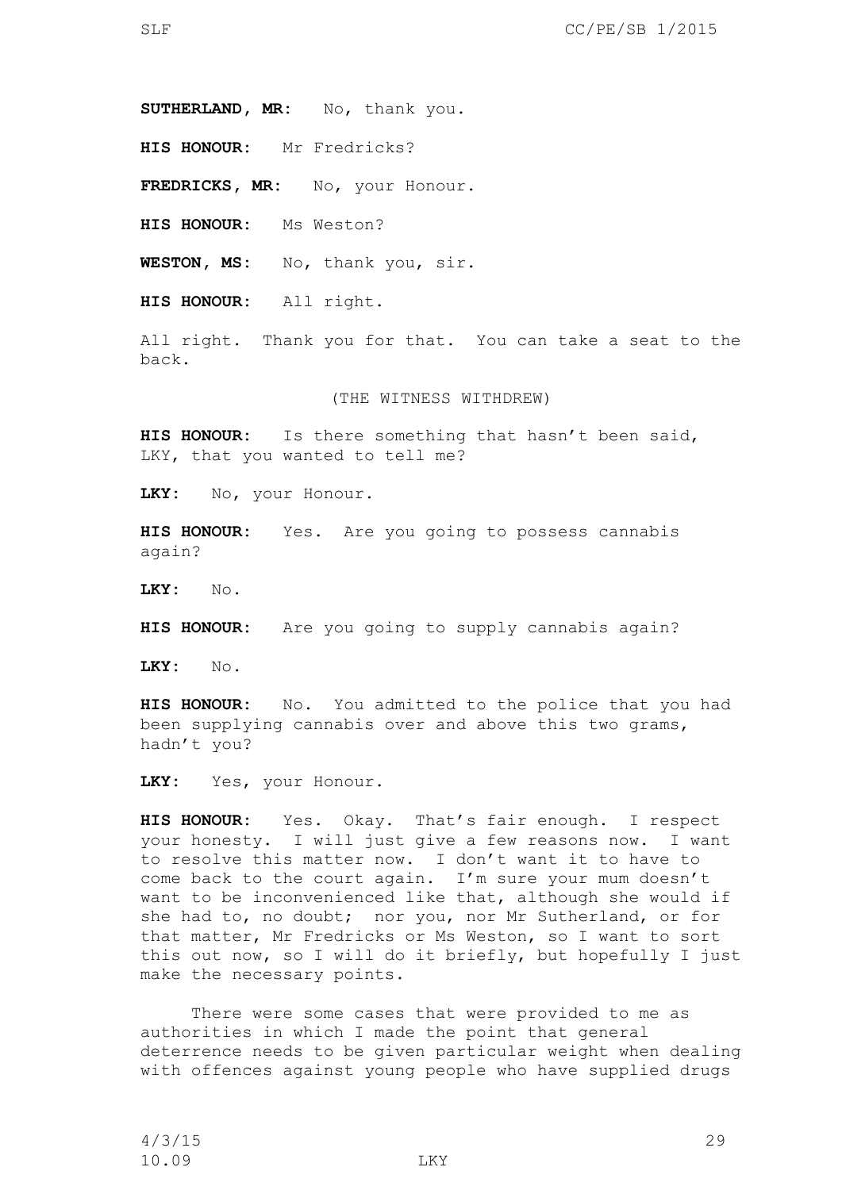**SUTHERLAND, MR:** No, thank you.

**HIS HONOUR:** Mr Fredricks?

**FREDRICKS, MR:** No, your Honour.

**HIS HONOUR:** Ms Weston?

**WESTON, MS:** No, thank you, sir.

**HIS HONOUR:** All right.

All right. Thank you for that. You can take a seat to the back.

(THE WITNESS WITHDREW)

**HIS HONOUR:** Is there something that hasn't been said, LKY, that you wanted to tell me?

**LKY:** No, your Honour.

**HIS HONOUR:** Yes. Are you going to possess cannabis again?

**LKY:** No.

**HIS HONOUR:** Are you going to supply cannabis again?

**LKY:** No.

**HIS HONOUR:** No. You admitted to the police that you had been supplying cannabis over and above this two grams, hadn't you?

**LKY:** Yes, your Honour.

**HIS HONOUR:** Yes. Okay. That's fair enough. I respect your honesty. I will just give a few reasons now. I want to resolve this matter now. I don't want it to have to come back to the court again. I'm sure your mum doesn't want to be inconvenienced like that, although she would if she had to, no doubt; nor you, nor Mr Sutherland, or for that matter, Mr Fredricks or Ms Weston, so I want to sort this out now, so I will do it briefly, but hopefully I just make the necessary points.

There were some cases that were provided to me as authorities in which I made the point that general deterrence needs to be given particular weight when dealing with offences against young people who have supplied drugs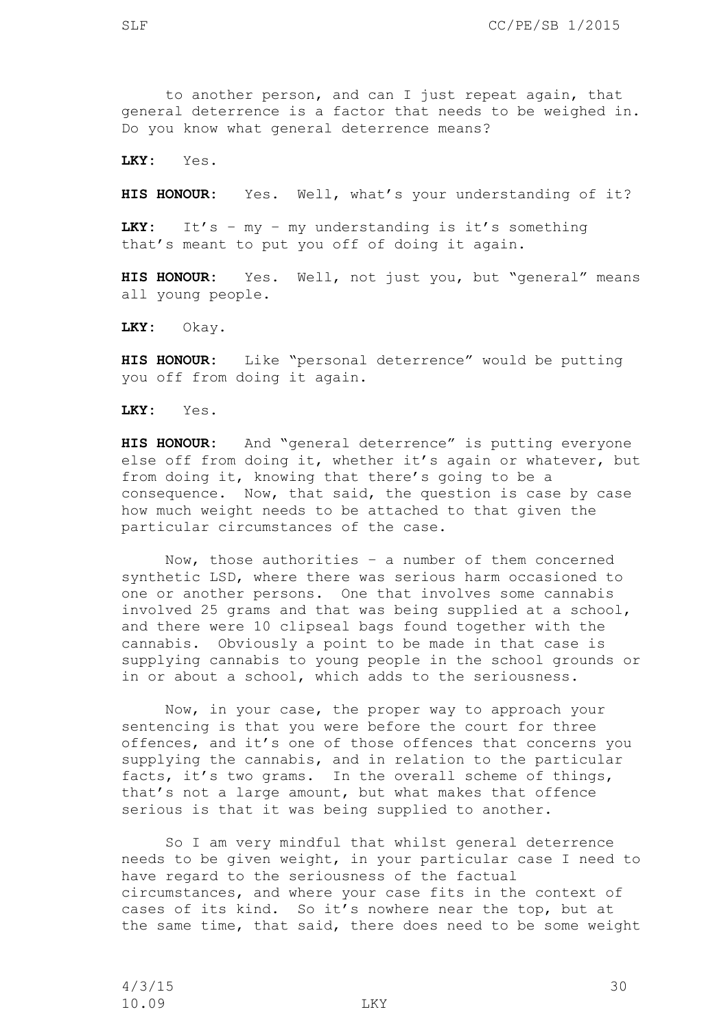to another person, and can I just repeat again, that general deterrence is a factor that needs to be weighed in. Do you know what general deterrence means?

**LKY:** Yes.

**HIS HONOUR:** Yes. Well, what's your understanding of it?

**LKY:** It's – my – my understanding is it's something that's meant to put you off of doing it again.

**HIS HONOUR:** Yes. Well, not just you, but "general" means all young people.

**LKY:** Okay.

**HIS HONOUR:** Like "personal deterrence" would be putting you off from doing it again.

**LKY:** Yes.

**HIS HONOUR:** And "general deterrence" is putting everyone else off from doing it, whether it's again or whatever, but from doing it, knowing that there's going to be a consequence. Now, that said, the question is case by case how much weight needs to be attached to that given the particular circumstances of the case.

Now, those authorities – a number of them concerned synthetic LSD, where there was serious harm occasioned to one or another persons. One that involves some cannabis involved 25 grams and that was being supplied at a school, and there were 10 clipseal bags found together with the cannabis. Obviously a point to be made in that case is supplying cannabis to young people in the school grounds or in or about a school, which adds to the seriousness.

Now, in your case, the proper way to approach your sentencing is that you were before the court for three offences, and it's one of those offences that concerns you supplying the cannabis, and in relation to the particular facts, it's two grams. In the overall scheme of things, that's not a large amount, but what makes that offence serious is that it was being supplied to another.

So I am very mindful that whilst general deterrence needs to be given weight, in your particular case I need to have regard to the seriousness of the factual circumstances, and where your case fits in the context of cases of its kind. So it's nowhere near the top, but at the same time, that said, there does need to be some weight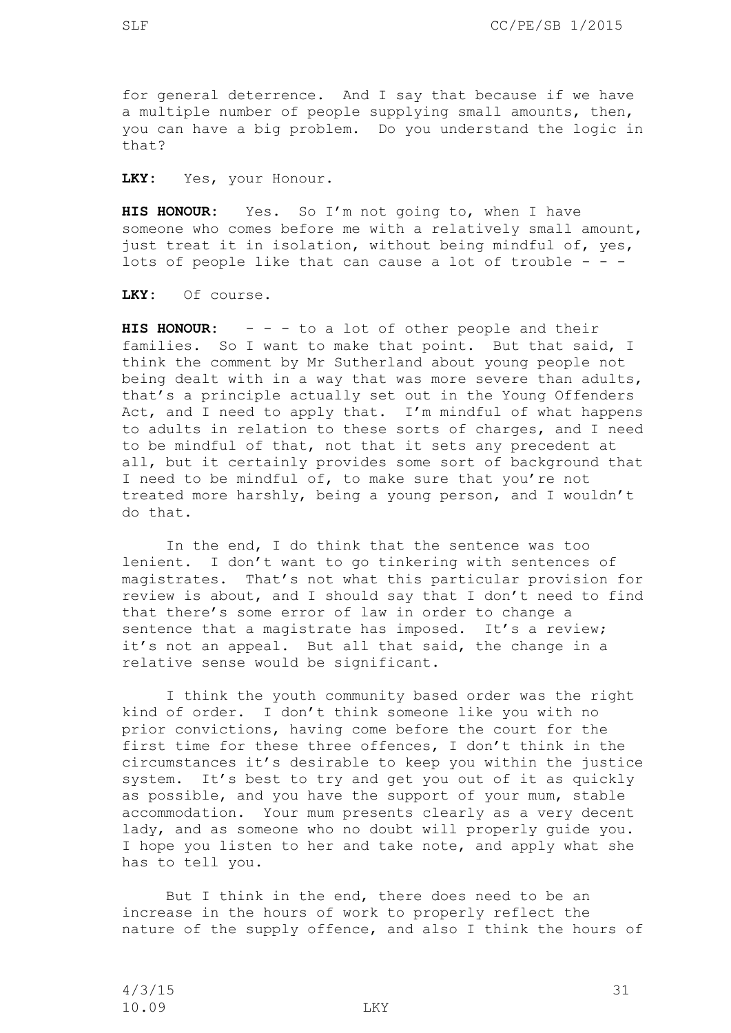for general deterrence. And I say that because if we have a multiple number of people supplying small amounts, then, you can have a big problem. Do you understand the logic in that?

**LKY:** Yes, your Honour.

**HIS HONOUR:** Yes. So I'm not going to, when I have someone who comes before me with a relatively small amount, just treat it in isolation, without being mindful of, yes, lots of people like that can cause a lot of trouble - - -

**LKY:** Of course.

**HIS HONOUR:** - - - to a lot of other people and their families. So I want to make that point. But that said, I think the comment by Mr Sutherland about young people not being dealt with in a way that was more severe than adults, that's a principle actually set out in the Young Offenders Act, and I need to apply that. I'm mindful of what happens to adults in relation to these sorts of charges, and I need to be mindful of that, not that it sets any precedent at all, but it certainly provides some sort of background that I need to be mindful of, to make sure that you're not treated more harshly, being a young person, and I wouldn't do that.

In the end, I do think that the sentence was too lenient. I don't want to go tinkering with sentences of magistrates. That's not what this particular provision for review is about, and I should say that I don't need to find that there's some error of law in order to change a sentence that a magistrate has imposed. It's a review; it's not an appeal. But all that said, the change in a relative sense would be significant.

I think the youth community based order was the right kind of order. I don't think someone like you with no prior convictions, having come before the court for the first time for these three offences, I don't think in the circumstances it's desirable to keep you within the justice system. It's best to try and get you out of it as quickly as possible, and you have the support of your mum, stable accommodation. Your mum presents clearly as a very decent lady, and as someone who no doubt will properly guide you. I hope you listen to her and take note, and apply what she has to tell you.

But I think in the end, there does need to be an increase in the hours of work to properly reflect the nature of the supply offence, and also I think the hours of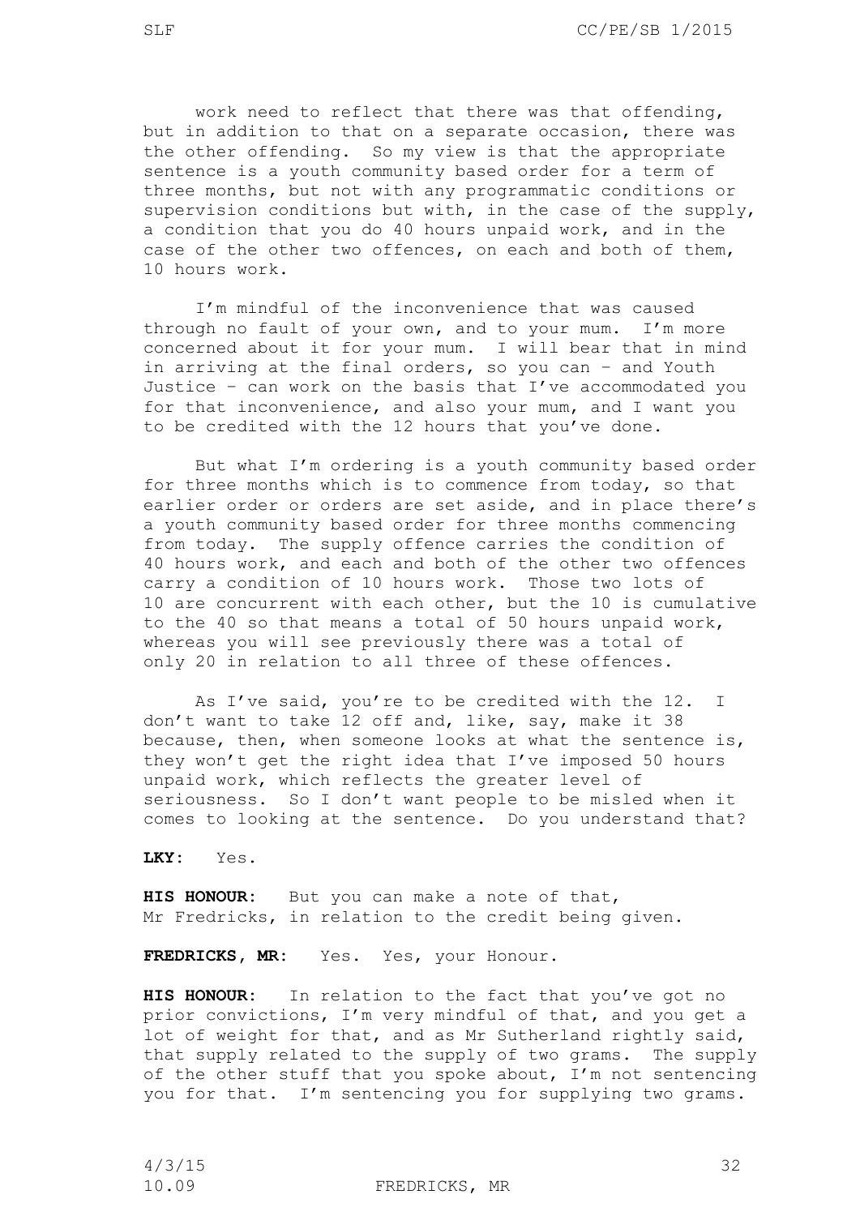work need to reflect that there was that offending, but in addition to that on a separate occasion, there was the other offending. So my view is that the appropriate sentence is a youth community based order for a term of three months, but not with any programmatic conditions or supervision conditions but with, in the case of the supply, a condition that you do 40 hours unpaid work, and in the case of the other two offences, on each and both of them, 10 hours work.

I'm mindful of the inconvenience that was caused through no fault of your own, and to your mum. I'm more concerned about it for your mum. I will bear that in mind in arriving at the final orders, so you can – and Youth Justice – can work on the basis that I've accommodated you for that inconvenience, and also your mum, and I want you to be credited with the 12 hours that you've done.

But what I'm ordering is a youth community based order for three months which is to commence from today, so that earlier order or orders are set aside, and in place there's a youth community based order for three months commencing from today. The supply offence carries the condition of 40 hours work, and each and both of the other two offences carry a condition of 10 hours work. Those two lots of 10 are concurrent with each other, but the 10 is cumulative to the 40 so that means a total of 50 hours unpaid work, whereas you will see previously there was a total of only 20 in relation to all three of these offences.

As I've said, you're to be credited with the 12. I don't want to take 12 off and, like, say, make it 38 because, then, when someone looks at what the sentence is, they won't get the right idea that I've imposed 50 hours unpaid work, which reflects the greater level of seriousness. So I don't want people to be misled when it comes to looking at the sentence. Do you understand that?

**LKY:** Yes.

**HIS HONOUR:** But you can make a note of that, Mr Fredricks, in relation to the credit being given.

**FREDRICKS, MR:** Yes. Yes, your Honour.

**HIS HONOUR:** In relation to the fact that you've got no prior convictions, I'm very mindful of that, and you get a lot of weight for that, and as Mr Sutherland rightly said, that supply related to the supply of two grams. The supply of the other stuff that you spoke about, I'm not sentencing you for that. I'm sentencing you for supplying two grams.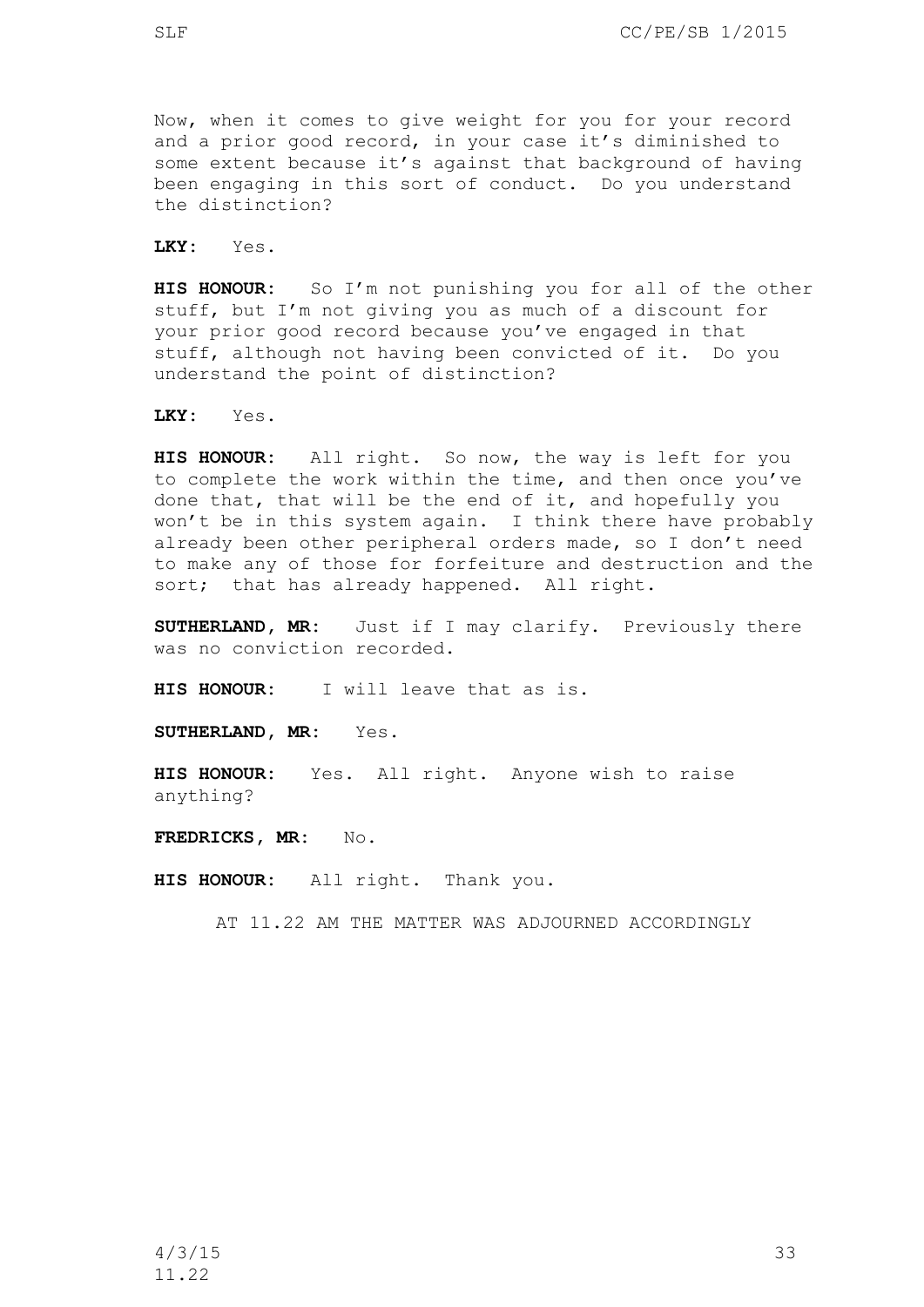Now, when it comes to give weight for you for your record and a prior good record, in your case it's diminished to some extent because it's against that background of having been engaging in this sort of conduct. Do you understand the distinction?

**LKY:** Yes.

**HIS HONOUR:** So I'm not punishing you for all of the other stuff, but I'm not giving you as much of a discount for your prior good record because you've engaged in that stuff, although not having been convicted of it. Do you understand the point of distinction?

**LKY:** Yes.

**HIS HONOUR:** All right. So now, the way is left for you to complete the work within the time, and then once you've done that, that will be the end of it, and hopefully you won't be in this system again. I think there have probably already been other peripheral orders made, so I don't need to make any of those for forfeiture and destruction and the sort; that has already happened. All right.

**SUTHERLAND, MR:** Just if I may clarify. Previously there was no conviction recorded.

**HIS HONOUR:** I will leave that as is.

**SUTHERLAND, MR:** Yes.

**HIS HONOUR:** Yes. All right. Anyone wish to raise anything?

**FREDRICKS, MR:** No.

**HIS HONOUR:** All right. Thank you.

AT 11.22 AM THE MATTER WAS ADJOURNED ACCORDINGLY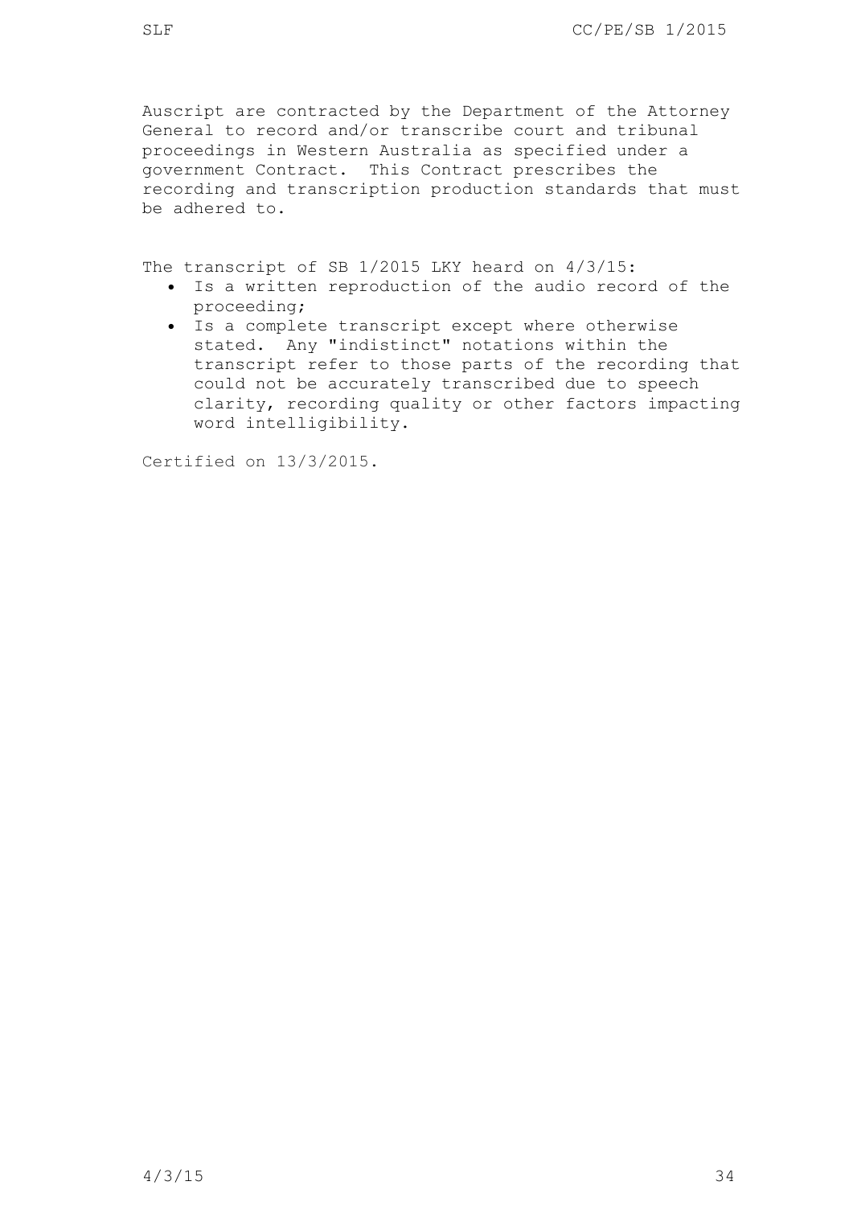Auscript are contracted by the Department of the Attorney General to record and/or transcribe court and tribunal proceedings in Western Australia as specified under a government Contract. This Contract prescribes the recording and transcription production standards that must be adhered to.

The transcript of SB 1/2015 LKY heard on 4/3/15:

- Is a written reproduction of the audio record of the proceeding;
- Is a complete transcript except where otherwise stated. Any "indistinct" notations within the transcript refer to those parts of the recording that could not be accurately transcribed due to speech clarity, recording quality or other factors impacting word intelligibility.

Certified on 13/3/2015.